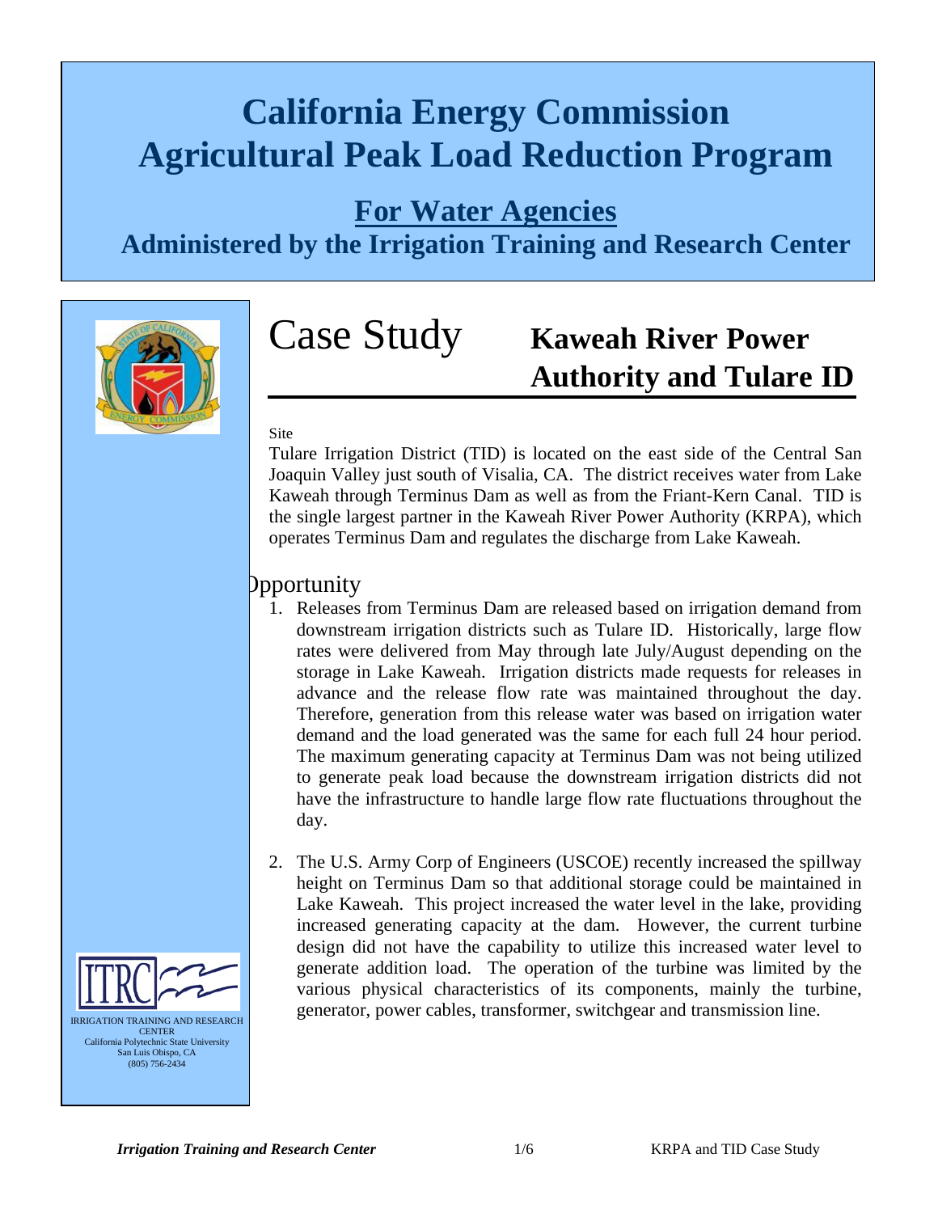# California Energy Commission
# Agricultural Peak Load Reduction Program

## For Water Agencies

## Administered by the Irrigation Training and Research Center

IRRIGATION TRAINING AND RESEARCH CENTER
California Polytechnic State University
San Luis Obispo, CA
(805) 756-2434

# Case Study **Kaweah River Power Authority and Tulare ID**

Site

Tulare Irrigation District (TID) is located on the east side of the Central San Joaquin Valley just south of Visalia, CA. The district receives water from Lake Kaweah through Terminus Dam as well as from the Friant-Kern Canal. TID is the single largest partner in the Kaweah River Power Authority (KRPA), which operates Terminus Dam and regulates the discharge from Lake Kaweah.

## Opportunity

1. Releases from Terminus Dam are released based on irrigation demand from downstream irrigation districts such as Tulare ID. Historically, large flow rates were delivered from May through late July/August depending on the storage in Lake Kaweah. Irrigation districts made requests for releases in advance and the release flow rate was maintained throughout the day. Therefore, generation from this release water was based on irrigation water demand and the load generated was the same for each full 24 hour period. The maximum generating capacity at Terminus Dam was not being utilized to generate peak load because the downstream irrigation districts did not have the infrastructure to handle large flow rate fluctuations throughout the day.

2. The U.S. Army Corp of Engineers (USCOE) recently increased the spillway height on Terminus Dam so that additional storage could be maintained in Lake Kaweah. This project increased the water level in the lake, providing increased generating capacity at the dam. However, the current turbine design did not have the capability to utilize this increased water level to generate addition load. The operation of the turbine was limited by the various physical characteristics of its components, mainly the turbine, generator, power cables, transformer, switchgear and transmission line.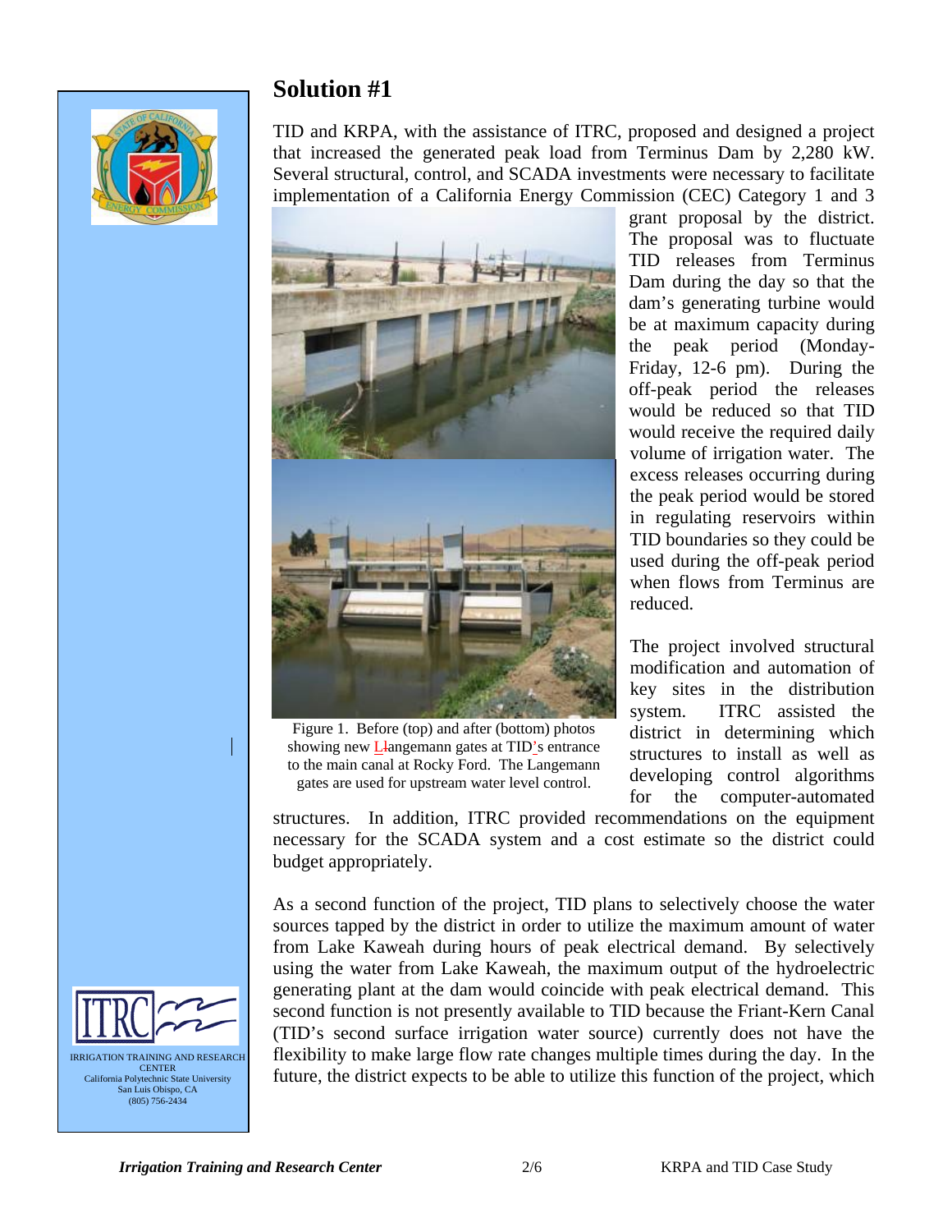## Solution #1

TID and KRPA, with the assistance of ITRC, proposed and designed a project that increased the generated peak load from Terminus Dam by 2,280 kW. Several structural, control, and SCADA investments were necessary to facilitate implementation of a California Energy Commission (CEC) Category 1 and 3 grant proposal by the district. The proposal was to fluctuate TID releases from Terminus Dam during the day so that the dam's generating turbine would be at maximum capacity during the peak period (Monday-Friday, 12-6 pm). During the off-peak period the releases would be reduced so that TID would receive the required daily volume of irrigation water. The excess releases occurring during the peak period would be stored in regulating reservoirs within TID boundaries so they could be used during the off-peak period when flows from Terminus are reduced.

Figure 1. Before (top) and after (bottom) photos showing new Langemann gates at TID's entrance to the main canal at Rocky Ford. The Langemann gates are used for upstream water level control.

The project involved structural modification and automation of key sites in the distribution system. ITRC assisted the district in determining which structures to install as well as developing control algorithms for the computer-automated structures. In addition, ITRC provided recommendations on the equipment necessary for the SCADA system and a cost estimate so the district could budget appropriately.

As a second function of the project, TID plans to selectively choose the water sources tapped by the district in order to utilize the maximum amount of water from Lake Kaweah during hours of peak electrical demand. By selectively using the water from Lake Kaweah, the maximum output of the hydroelectric generating plant at the dam would coincide with peak electrical demand. This second function is not presently available to TID because the Friant-Kern Canal (TID's second surface irrigation water source) currently does not have the flexibility to make large flow rate changes multiple times during the day. In the future, the district expects to be able to utilize this function of the project, which

IRRIGATION TRAINING AND RESEARCH CENTER
California Polytechnic State University
San Luis Obispo, CA
(805) 756-2434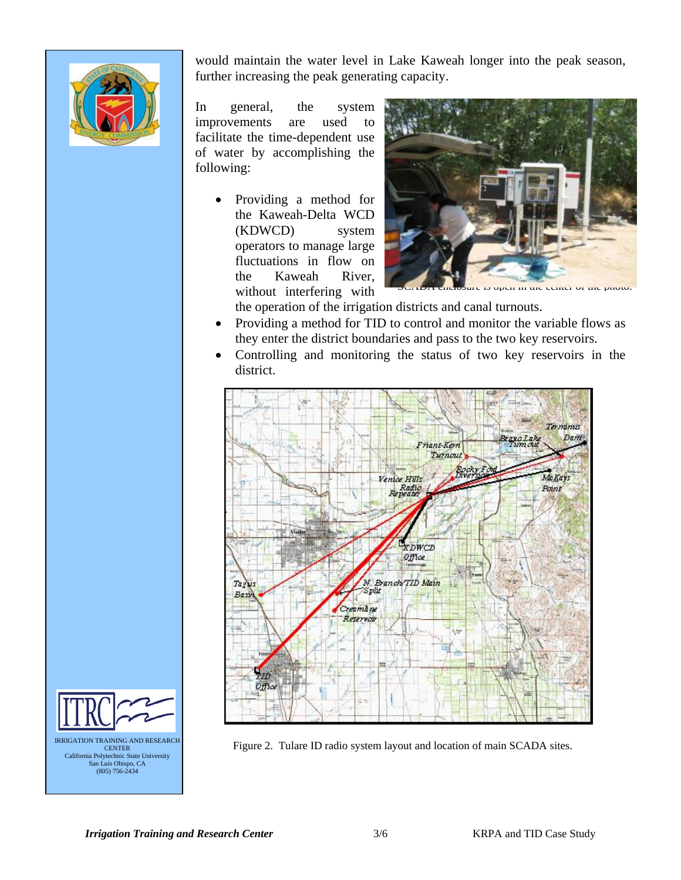would maintain the water level in Lake Kaweah longer into the peak season, further increasing the peak generating capacity.

In general, the system improvements are used to facilitate the time-dependent use of water by accomplishing the following:

- Providing a method for the Kaweah-Delta WCD (KDWCD) system operators to manage large fluctuations in flow on the Kaweah River, without interfering with the operation of the irrigation districts and canal turnouts.
- Providing a method for TID to control and monitor the variable flows as they enter the district boundaries and pass to the two key reservoirs.
- Controlling and monitoring the status of two key reservoirs in the district.

SCADA enclosure is open in the center of the photo.

Figure 2. Tulare ID radio system layout and location of main SCADA sites.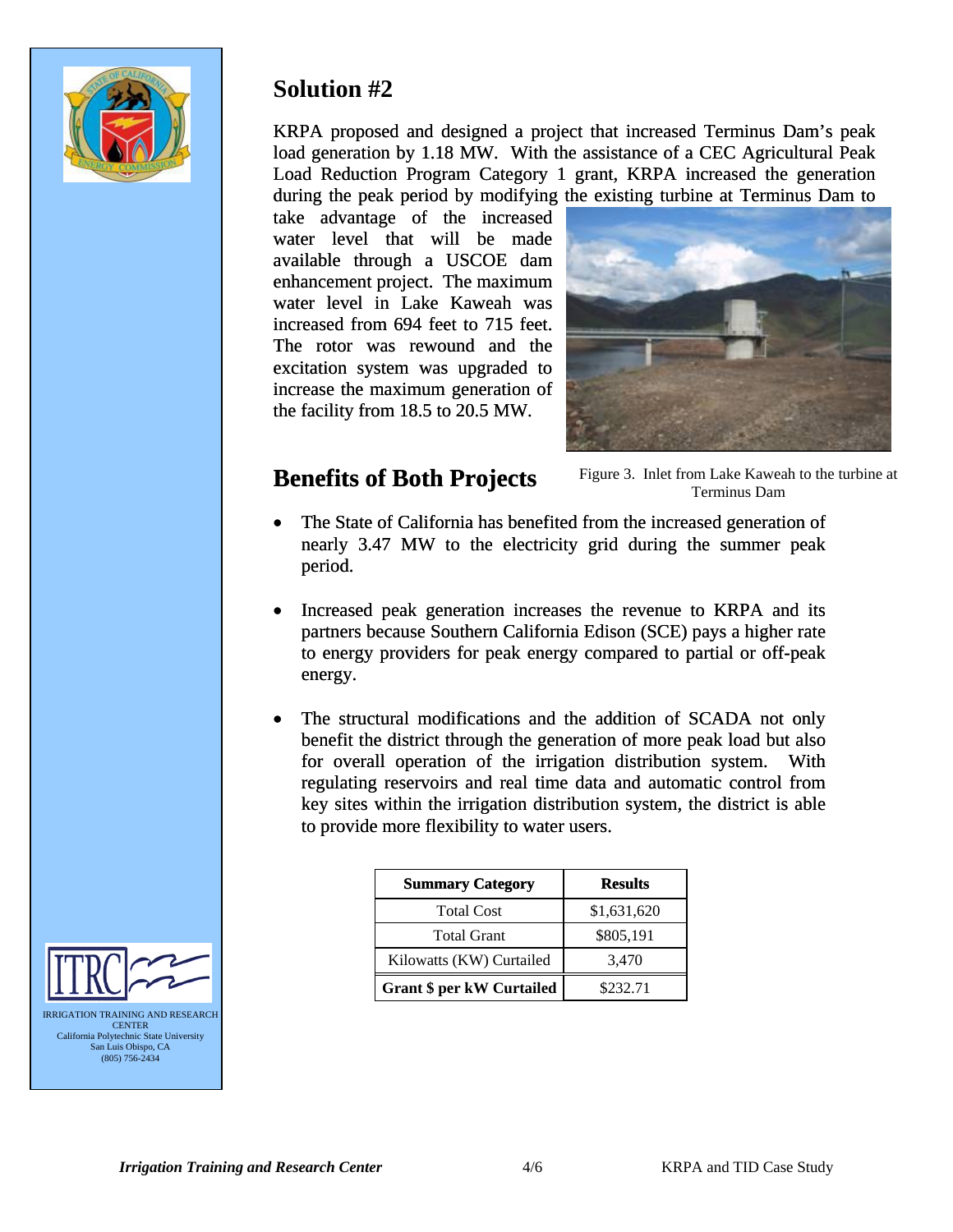## Solution #2

KRPA proposed and designed a project that increased Terminus Dam's peak load generation by 1.18 MW. With the assistance of a CEC Agricultural Peak Load Reduction Program Category 1 grant, KRPA increased the generation during the peak period by modifying the existing turbine at Terminus Dam to take advantage of the increased water level that will be made available through a USCOE dam enhancement project. The maximum water level in Lake Kaweah was increased from 694 feet to 715 feet. The rotor was rewound and the excitation system was upgraded to increase the maximum generation of the facility from 18.5 to 20.5 MW.

Figure 3. Inlet from Lake Kaweah to the turbine at Terminus Dam

## Benefits of Both Projects

- The State of California has benefited from the increased generation of nearly 3.47 MW to the electricity grid during the summer peak period.
- Increased peak generation increases the revenue to KRPA and its partners because Southern California Edison (SCE) pays a higher rate to energy providers for peak energy compared to partial or off-peak energy.
- The structural modifications and the addition of SCADA not only benefit the district through the generation of more peak load but also for overall operation of the irrigation distribution system. With regulating reservoirs and real time data and automatic control from key sites within the irrigation distribution system, the district is able to provide more flexibility to water users.

| Summary Category | Results |
| --- | --- |
| Total Cost | $1,631,620 |
| Total Grant | $805,191 |
| Kilowatts (KW) Curtailed | 3,470 |
| **Grant $ per kW Curtailed** | $232.71 |

IRRIGATION TRAINING AND RESEARCH CENTER
California Polytechnic State University
San Luis Obispo, CA
(805) 756-2434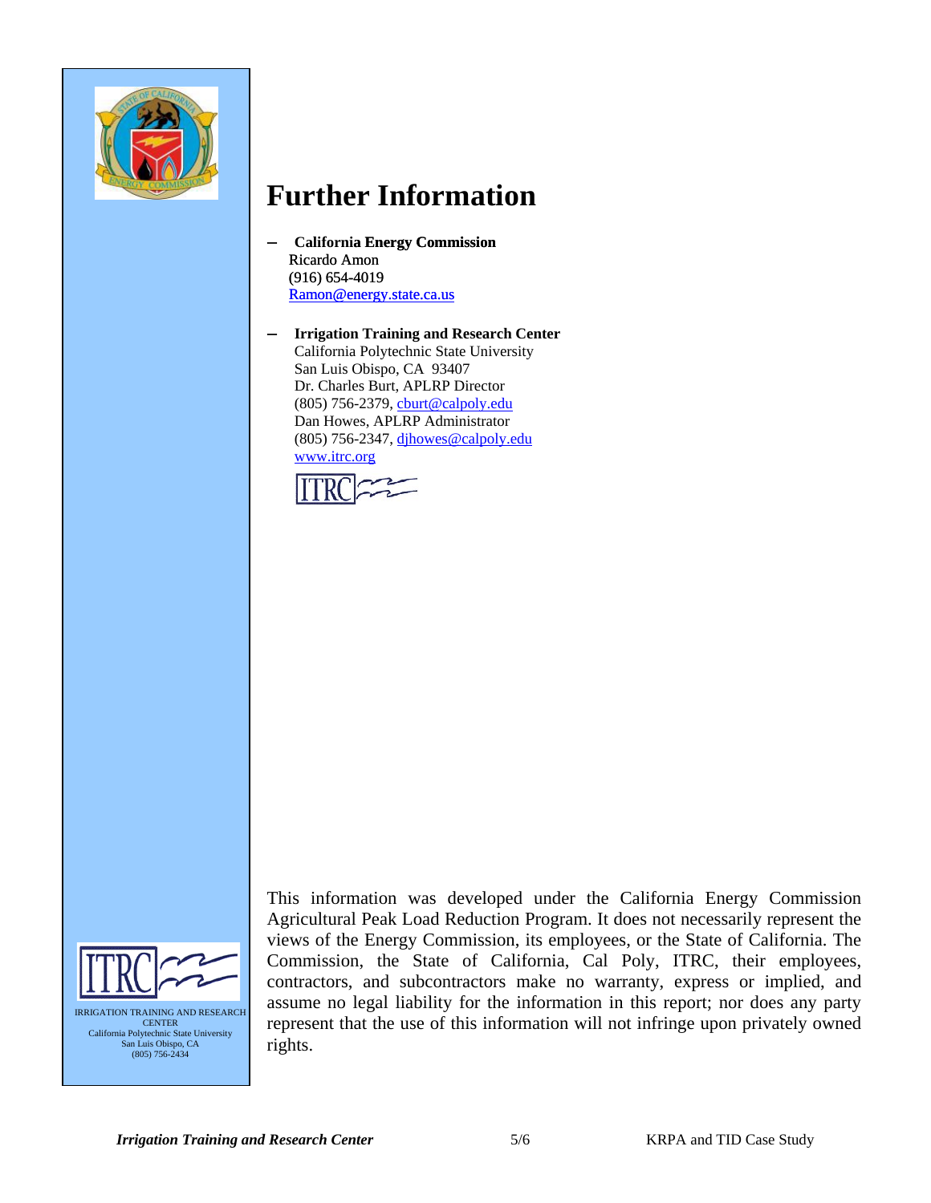# Further Information

- **California Energy Commission**
  Ricardo Amon
  (916) 654-4019
  Ramon@energy.state.ca.us

- **Irrigation Training and Research Center**
  California Polytechnic State University
  San Luis Obispo, CA 93407
  Dr. Charles Burt, APLRP Director
  (805) 756-2379, cburt@calpoly.edu
  Dan Howes, APLRP Administrator
  (805) 756-2347, djhowes@calpoly.edu
  www.itrc.org

IRRIGATION TRAINING AND RESEARCH CENTER
California Polytechnic State University
San Luis Obispo, CA
(805) 756-2434

This information was developed under the California Energy Commission Agricultural Peak Load Reduction Program. It does not necessarily represent the views of the Energy Commission, its employees, or the State of California. The Commission, the State of California, Cal Poly, ITRC, their employees, contractors, and subcontractors make no warranty, express or implied, and assume no legal liability for the information in this report; nor does any party represent that the use of this information will not infringe upon privately owned rights.